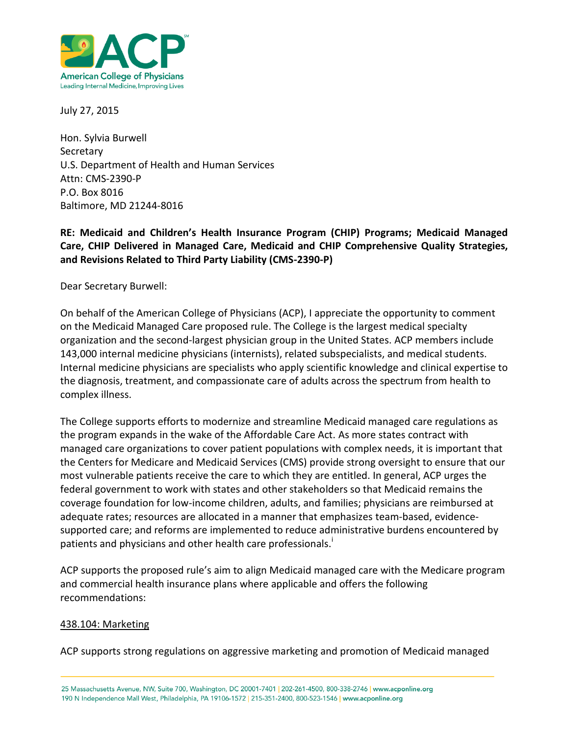July 27, 2015

Hon. Sylvia Burwell
Secretary
U.S. Department of Health and Human Services
Attn: CMS-2390-P
P.O. Box 8016
Baltimore, MD 21244-8016

**RE: Medicaid and Children's Health Insurance Program (CHIP) Programs; Medicaid Managed Care, CHIP Delivered in Managed Care, Medicaid and CHIP Comprehensive Quality Strategies, and Revisions Related to Third Party Liability (CMS-2390-P)**

Dear Secretary Burwell:

On behalf of the American College of Physicians (ACP), I appreciate the opportunity to comment on the Medicaid Managed Care proposed rule. The College is the largest medical specialty organization and the second-largest physician group in the United States. ACP members include 143,000 internal medicine physicians (internists), related subspecialists, and medical students. Internal medicine physicians are specialists who apply scientific knowledge and clinical expertise to the diagnosis, treatment, and compassionate care of adults across the spectrum from health to complex illness.

The College supports efforts to modernize and streamline Medicaid managed care regulations as the program expands in the wake of the Affordable Care Act. As more states contract with managed care organizations to cover patient populations with complex needs, it is important that the Centers for Medicare and Medicaid Services (CMS) provide strong oversight to ensure that our most vulnerable patients receive the care to which they are entitled. In general, ACP urges the federal government to work with states and other stakeholders so that Medicaid remains the coverage foundation for low-income children, adults, and families; physicians are reimbursed at adequate rates; resources are allocated in a manner that emphasizes team-based, evidence-supported care; and reforms are implemented to reduce administrative burdens encountered by patients and physicians and other health care professionals.[i]

ACP supports the proposed rule's aim to align Medicaid managed care with the Medicare program and commercial health insurance plans where applicable and offers the following recommendations:

## 438.104: Marketing

ACP supports strong regulations on aggressive marketing and promotion of Medicaid managed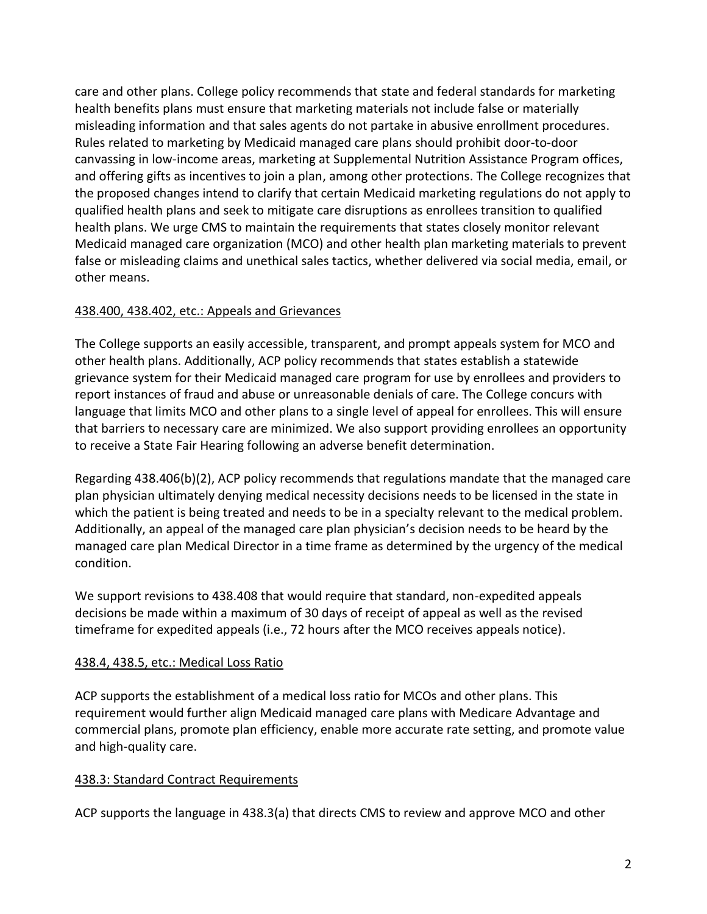care and other plans. College policy recommends that state and federal standards for marketing health benefits plans must ensure that marketing materials not include false or materially misleading information and that sales agents do not partake in abusive enrollment procedures. Rules related to marketing by Medicaid managed care plans should prohibit door-to-door canvassing in low-income areas, marketing at Supplemental Nutrition Assistance Program offices, and offering gifts as incentives to join a plan, among other protections. The College recognizes that the proposed changes intend to clarify that certain Medicaid marketing regulations do not apply to qualified health plans and seek to mitigate care disruptions as enrollees transition to qualified health plans. We urge CMS to maintain the requirements that states closely monitor relevant Medicaid managed care organization (MCO) and other health plan marketing materials to prevent false or misleading claims and unethical sales tactics, whether delivered via social media, email, or other means.

<u>438.400, 438.402, etc.: Appeals and Grievances</u>

The College supports an easily accessible, transparent, and prompt appeals system for MCO and other health plans. Additionally, ACP policy recommends that states establish a statewide grievance system for their Medicaid managed care program for use by enrollees and providers to report instances of fraud and abuse or unreasonable denials of care. The College concurs with language that limits MCO and other plans to a single level of appeal for enrollees. This will ensure that barriers to necessary care are minimized. We also support providing enrollees an opportunity to receive a State Fair Hearing following an adverse benefit determination.

Regarding 438.406(b)(2), ACP policy recommends that regulations mandate that the managed care plan physician ultimately denying medical necessity decisions needs to be licensed in the state in which the patient is being treated and needs to be in a specialty relevant to the medical problem. Additionally, an appeal of the managed care plan physician's decision needs to be heard by the managed care plan Medical Director in a time frame as determined by the urgency of the medical condition.

We support revisions to 438.408 that would require that standard, non-expedited appeals decisions be made within a maximum of 30 days of receipt of appeal as well as the revised timeframe for expedited appeals (i.e., 72 hours after the MCO receives appeals notice).

<u>438.4, 438.5, etc.: Medical Loss Ratio</u>

ACP supports the establishment of a medical loss ratio for MCOs and other plans. This requirement would further align Medicaid managed care plans with Medicare Advantage and commercial plans, promote plan efficiency, enable more accurate rate setting, and promote value and high-quality care.

<u>438.3: Standard Contract Requirements</u>

ACP supports the language in 438.3(a) that directs CMS to review and approve MCO and other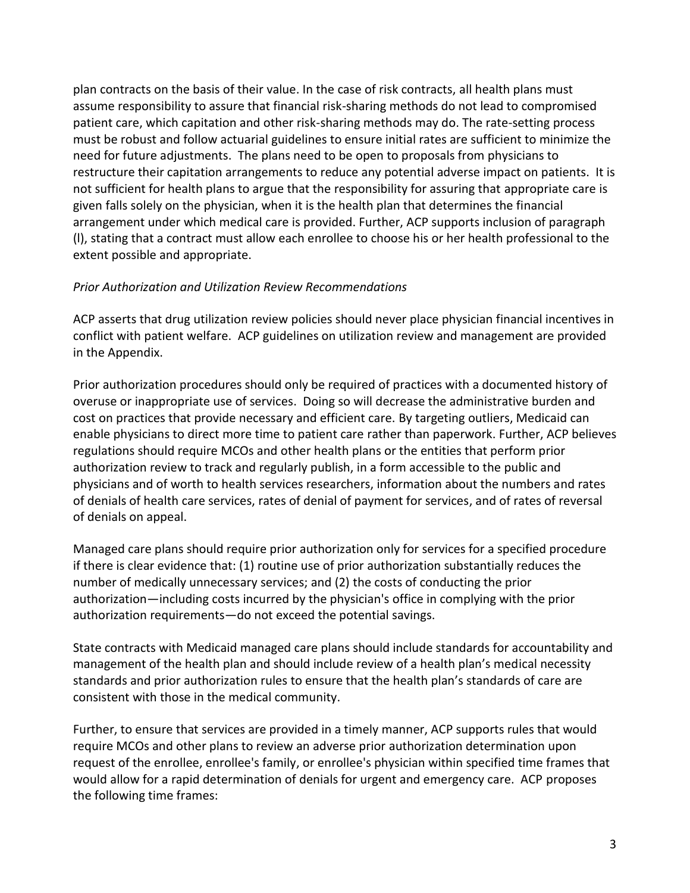plan contracts on the basis of their value. In the case of risk contracts, all health plans must assume responsibility to assure that financial risk-sharing methods do not lead to compromised patient care, which capitation and other risk-sharing methods may do. The rate-setting process must be robust and follow actuarial guidelines to ensure initial rates are sufficient to minimize the need for future adjustments. The plans need to be open to proposals from physicians to restructure their capitation arrangements to reduce any potential adverse impact on patients. It is not sufficient for health plans to argue that the responsibility for assuring that appropriate care is given falls solely on the physician, when it is the health plan that determines the financial arrangement under which medical care is provided. Further, ACP supports inclusion of paragraph (l), stating that a contract must allow each enrollee to choose his or her health professional to the extent possible and appropriate.

*Prior Authorization and Utilization Review Recommendations*

ACP asserts that drug utilization review policies should never place physician financial incentives in conflict with patient welfare. ACP guidelines on utilization review and management are provided in the Appendix.

Prior authorization procedures should only be required of practices with a documented history of overuse or inappropriate use of services. Doing so will decrease the administrative burden and cost on practices that provide necessary and efficient care. By targeting outliers, Medicaid can enable physicians to direct more time to patient care rather than paperwork. Further, ACP believes regulations should require MCOs and other health plans or the entities that perform prior authorization review to track and regularly publish, in a form accessible to the public and physicians and of worth to health services researchers, information about the numbers and rates of denials of health care services, rates of denial of payment for services, and of rates of reversal of denials on appeal.

Managed care plans should require prior authorization only for services for a specified procedure if there is clear evidence that: (1) routine use of prior authorization substantially reduces the number of medically unnecessary services; and (2) the costs of conducting the prior authorization—including costs incurred by the physician's office in complying with the prior authorization requirements—do not exceed the potential savings.

State contracts with Medicaid managed care plans should include standards for accountability and management of the health plan and should include review of a health plan's medical necessity standards and prior authorization rules to ensure that the health plan's standards of care are consistent with those in the medical community.

Further, to ensure that services are provided in a timely manner, ACP supports rules that would require MCOs and other plans to review an adverse prior authorization determination upon request of the enrollee, enrollee's family, or enrollee's physician within specified time frames that would allow for a rapid determination of denials for urgent and emergency care. ACP proposes the following time frames: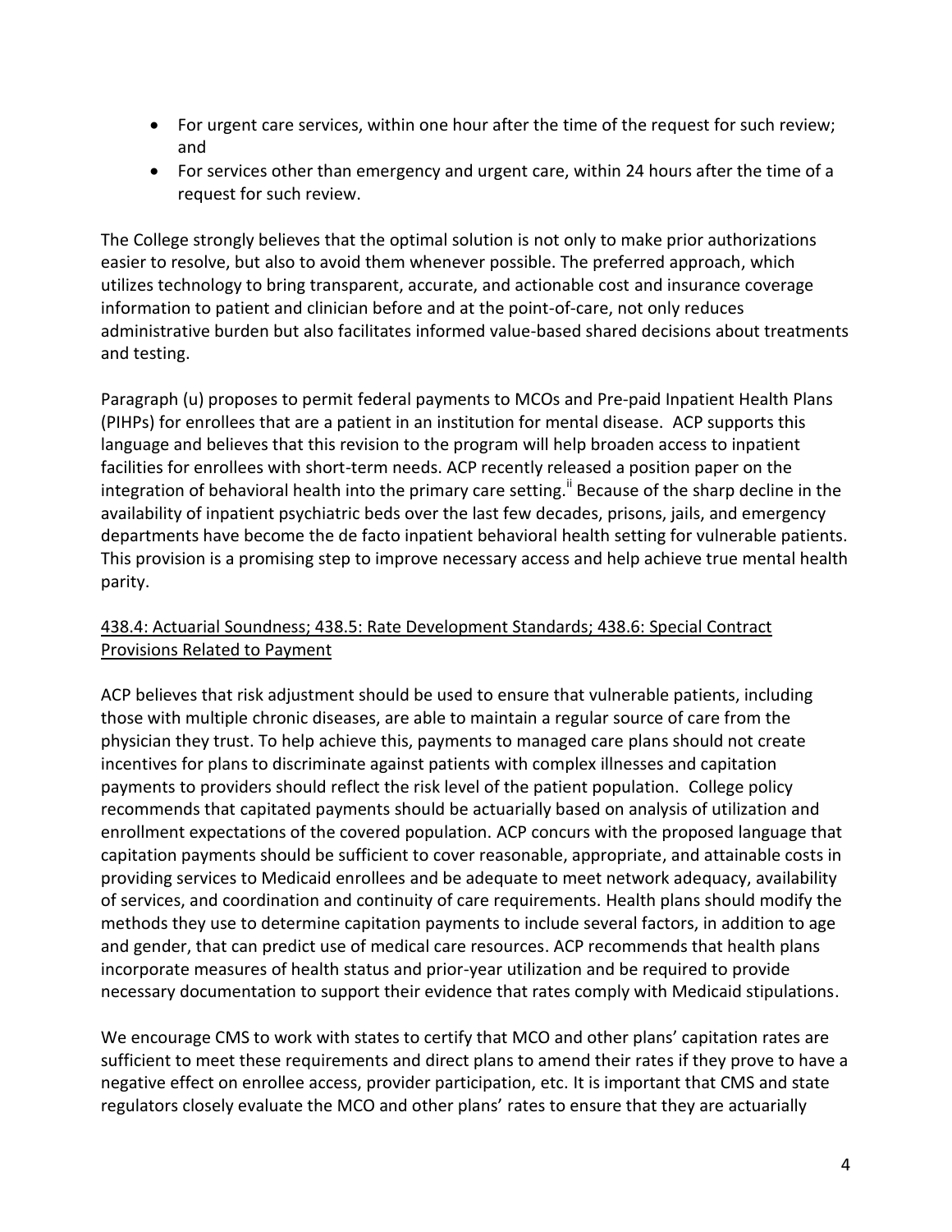- For urgent care services, within one hour after the time of the request for such review; and
- For services other than emergency and urgent care, within 24 hours after the time of a request for such review.

The College strongly believes that the optimal solution is not only to make prior authorizations easier to resolve, but also to avoid them whenever possible. The preferred approach, which utilizes technology to bring transparent, accurate, and actionable cost and insurance coverage information to patient and clinician before and at the point-of-care, not only reduces administrative burden but also facilitates informed value-based shared decisions about treatments and testing.

Paragraph (u) proposes to permit federal payments to MCOs and Pre-paid Inpatient Health Plans (PIHPs) for enrollees that are a patient in an institution for mental disease. ACP supports this language and believes that this revision to the program will help broaden access to inpatient facilities for enrollees with short-term needs. ACP recently released a position paper on the integration of behavioral health into the primary care setting.[ii] Because of the sharp decline in the availability of inpatient psychiatric beds over the last few decades, prisons, jails, and emergency departments have become the de facto inpatient behavioral health setting for vulnerable patients. This provision is a promising step to improve necessary access and help achieve true mental health parity.

<u>438.4: Actuarial Soundness; 438.5: Rate Development Standards; 438.6: Special Contract Provisions Related to Payment</u>

ACP believes that risk adjustment should be used to ensure that vulnerable patients, including those with multiple chronic diseases, are able to maintain a regular source of care from the physician they trust. To help achieve this, payments to managed care plans should not create incentives for plans to discriminate against patients with complex illnesses and capitation payments to providers should reflect the risk level of the patient population. College policy recommends that capitated payments should be actuarially based on analysis of utilization and enrollment expectations of the covered population. ACP concurs with the proposed language that capitation payments should be sufficient to cover reasonable, appropriate, and attainable costs in providing services to Medicaid enrollees and be adequate to meet network adequacy, availability of services, and coordination and continuity of care requirements. Health plans should modify the methods they use to determine capitation payments to include several factors, in addition to age and gender, that can predict use of medical care resources. ACP recommends that health plans incorporate measures of health status and prior-year utilization and be required to provide necessary documentation to support their evidence that rates comply with Medicaid stipulations.

We encourage CMS to work with states to certify that MCO and other plans' capitation rates are sufficient to meet these requirements and direct plans to amend their rates if they prove to have a negative effect on enrollee access, provider participation, etc. It is important that CMS and state regulators closely evaluate the MCO and other plans' rates to ensure that they are actuarially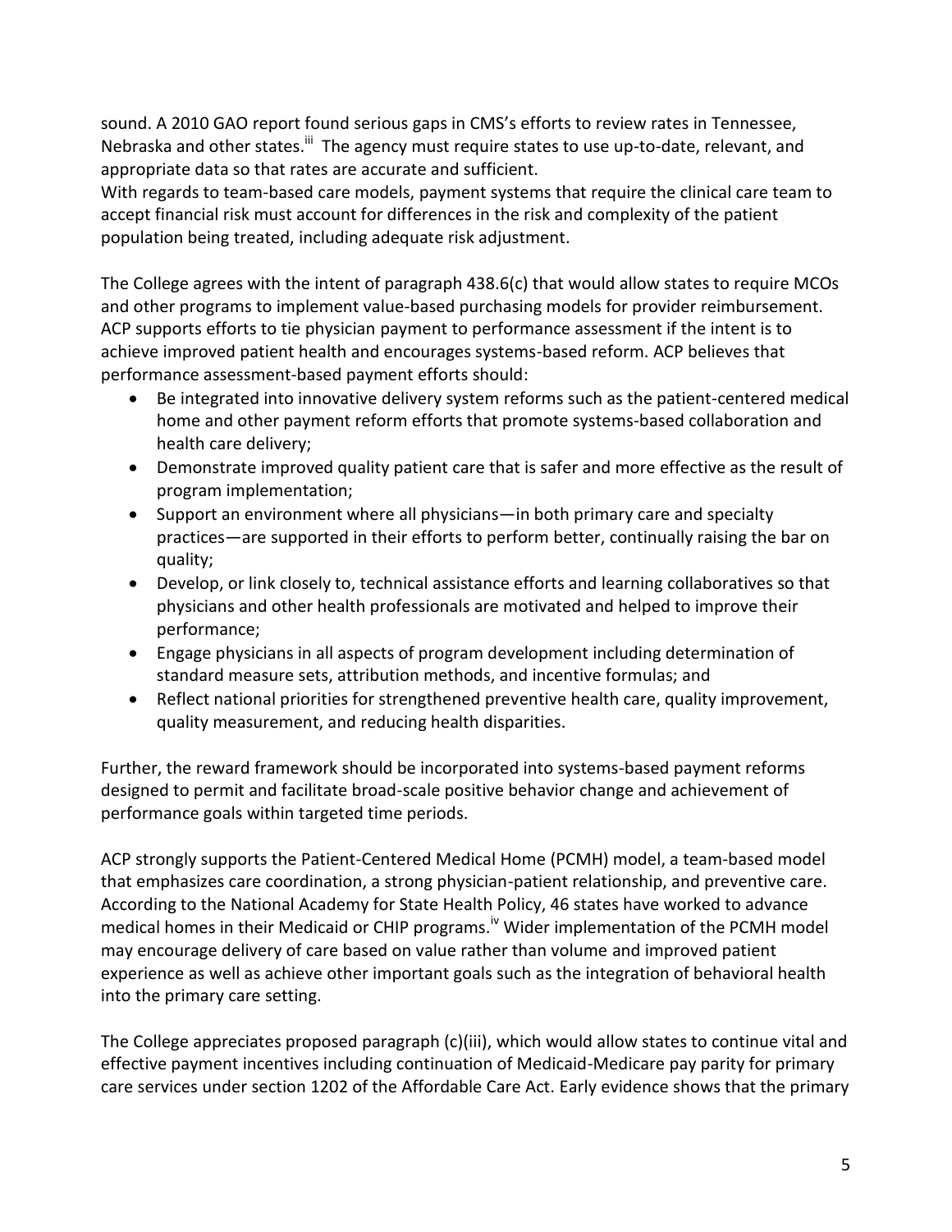sound. A 2010 GAO report found serious gaps in CMS's efforts to review rates in Tennessee, Nebraska and other states.[iii] The agency must require states to use up-to-date, relevant, and appropriate data so that rates are accurate and sufficient.
With regards to team-based care models, payment systems that require the clinical care team to accept financial risk must account for differences in the risk and complexity of the patient population being treated, including adequate risk adjustment.

The College agrees with the intent of paragraph 438.6(c) that would allow states to require MCOs and other programs to implement value-based purchasing models for provider reimbursement. ACP supports efforts to tie physician payment to performance assessment if the intent is to achieve improved patient health and encourages systems-based reform. ACP believes that performance assessment-based payment efforts should:

- Be integrated into innovative delivery system reforms such as the patient-centered medical home and other payment reform efforts that promote systems-based collaboration and health care delivery;
- Demonstrate improved quality patient care that is safer and more effective as the result of program implementation;
- Support an environment where all physicians—in both primary care and specialty practices—are supported in their efforts to perform better, continually raising the bar on quality;
- Develop, or link closely to, technical assistance efforts and learning collaboratives so that physicians and other health professionals are motivated and helped to improve their performance;
- Engage physicians in all aspects of program development including determination of standard measure sets, attribution methods, and incentive formulas; and
- Reflect national priorities for strengthened preventive health care, quality improvement, quality measurement, and reducing health disparities.

Further, the reward framework should be incorporated into systems-based payment reforms designed to permit and facilitate broad-scale positive behavior change and achievement of performance goals within targeted time periods.

ACP strongly supports the Patient-Centered Medical Home (PCMH) model, a team-based model that emphasizes care coordination, a strong physician-patient relationship, and preventive care. According to the National Academy for State Health Policy, 46 states have worked to advance medical homes in their Medicaid or CHIP programs.[iv] Wider implementation of the PCMH model may encourage delivery of care based on value rather than volume and improved patient experience as well as achieve other important goals such as the integration of behavioral health into the primary care setting.

The College appreciates proposed paragraph (c)(iii), which would allow states to continue vital and effective payment incentives including continuation of Medicaid-Medicare pay parity for primary care services under section 1202 of the Affordable Care Act. Early evidence shows that the primary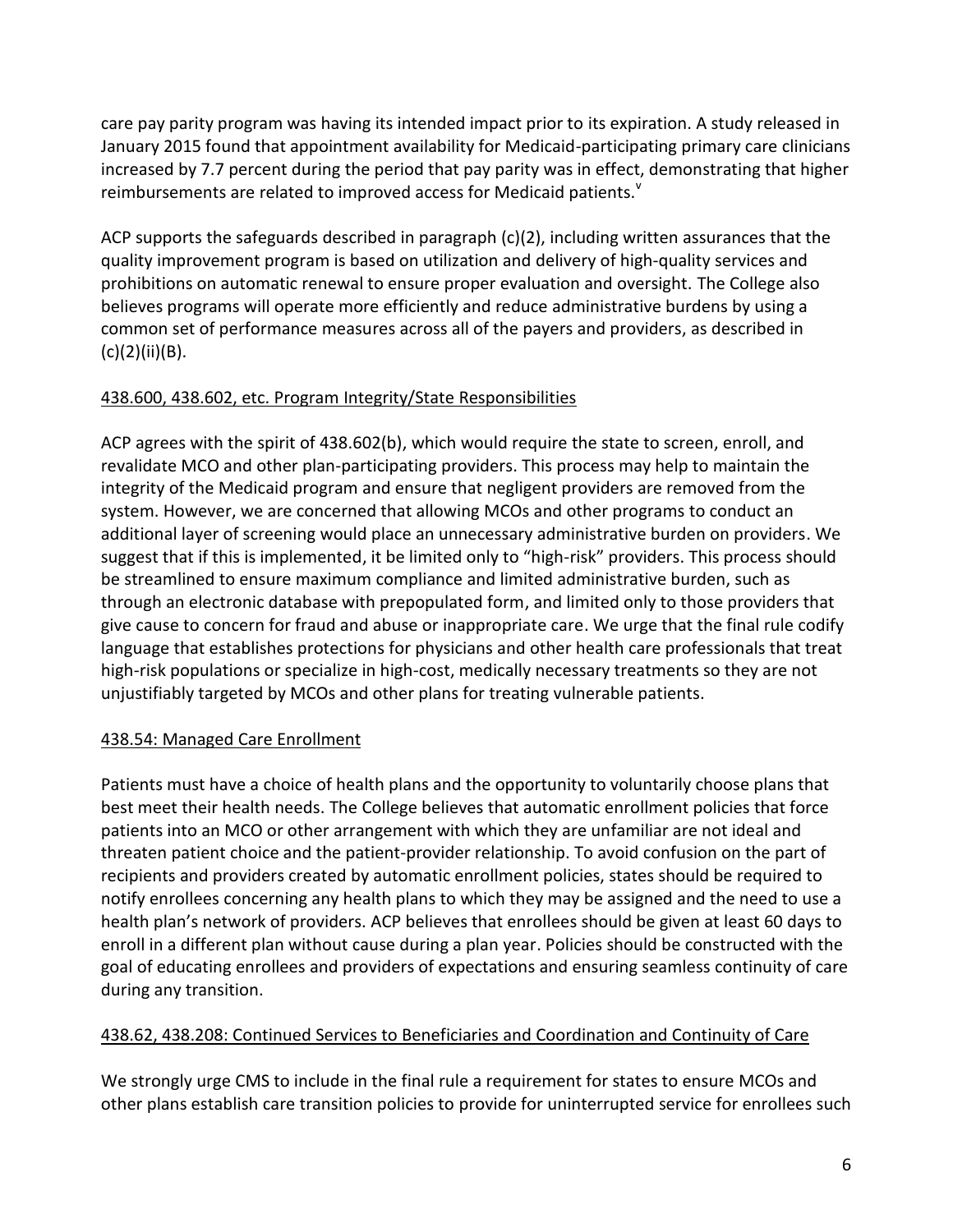care pay parity program was having its intended impact prior to its expiration. A study released in January 2015 found that appointment availability for Medicaid-participating primary care clinicians increased by 7.7 percent during the period that pay parity was in effect, demonstrating that higher reimbursements are related to improved access for Medicaid patients.[v]

ACP supports the safeguards described in paragraph (c)(2), including written assurances that the quality improvement program is based on utilization and delivery of high-quality services and prohibitions on automatic renewal to ensure proper evaluation and oversight. The College also believes programs will operate more efficiently and reduce administrative burdens by using a common set of performance measures across all of the payers and providers, as described in (c)(2)(ii)(B).

## 438.600, 438.602, etc. Program Integrity/State Responsibilities

ACP agrees with the spirit of 438.602(b), which would require the state to screen, enroll, and revalidate MCO and other plan-participating providers. This process may help to maintain the integrity of the Medicaid program and ensure that negligent providers are removed from the system. However, we are concerned that allowing MCOs and other programs to conduct an additional layer of screening would place an unnecessary administrative burden on providers. We suggest that if this is implemented, it be limited only to "high-risk" providers. This process should be streamlined to ensure maximum compliance and limited administrative burden, such as through an electronic database with prepopulated form, and limited only to those providers that give cause to concern for fraud and abuse or inappropriate care. We urge that the final rule codify language that establishes protections for physicians and other health care professionals that treat high-risk populations or specialize in high-cost, medically necessary treatments so they are not unjustifiably targeted by MCOs and other plans for treating vulnerable patients.

## 438.54: Managed Care Enrollment

Patients must have a choice of health plans and the opportunity to voluntarily choose plans that best meet their health needs. The College believes that automatic enrollment policies that force patients into an MCO or other arrangement with which they are unfamiliar are not ideal and threaten patient choice and the patient-provider relationship. To avoid confusion on the part of recipients and providers created by automatic enrollment policies, states should be required to notify enrollees concerning any health plans to which they may be assigned and the need to use a health plan's network of providers. ACP believes that enrollees should be given at least 60 days to enroll in a different plan without cause during a plan year. Policies should be constructed with the goal of educating enrollees and providers of expectations and ensuring seamless continuity of care during any transition.

## 438.62, 438.208: Continued Services to Beneficiaries and Coordination and Continuity of Care

We strongly urge CMS to include in the final rule a requirement for states to ensure MCOs and other plans establish care transition policies to provide for uninterrupted service for enrollees such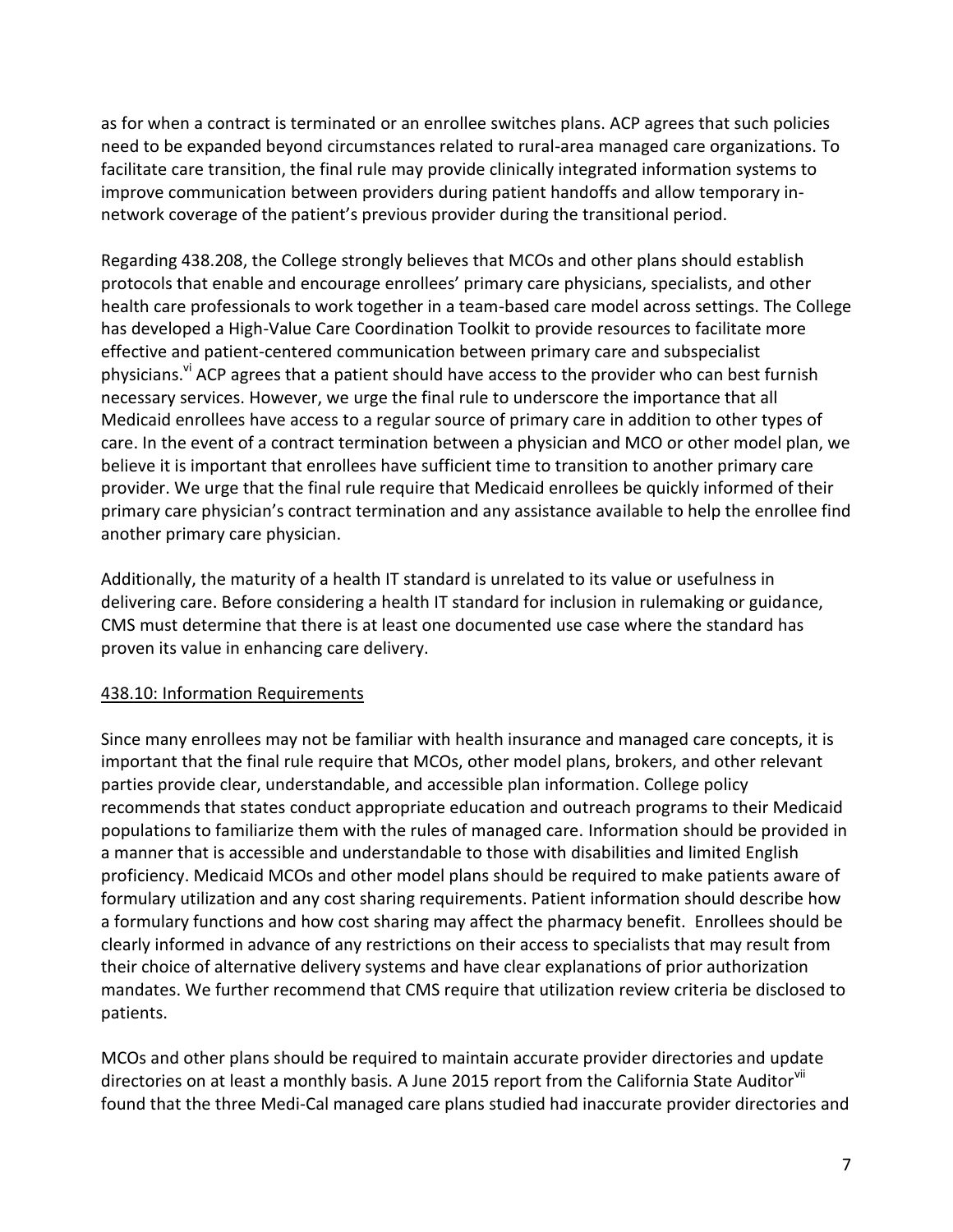as for when a contract is terminated or an enrollee switches plans. ACP agrees that such policies need to be expanded beyond circumstances related to rural-area managed care organizations. To facilitate care transition, the final rule may provide clinically integrated information systems to improve communication between providers during patient handoffs and allow temporary in-network coverage of the patient's previous provider during the transitional period.

Regarding 438.208, the College strongly believes that MCOs and other plans should establish protocols that enable and encourage enrollees' primary care physicians, specialists, and other health care professionals to work together in a team-based care model across settings. The College has developed a High-Value Care Coordination Toolkit to provide resources to facilitate more effective and patient-centered communication between primary care and subspecialist physicians.[vi] ACP agrees that a patient should have access to the provider who can best furnish necessary services. However, we urge the final rule to underscore the importance that all Medicaid enrollees have access to a regular source of primary care in addition to other types of care. In the event of a contract termination between a physician and MCO or other model plan, we believe it is important that enrollees have sufficient time to transition to another primary care provider. We urge that the final rule require that Medicaid enrollees be quickly informed of their primary care physician's contract termination and any assistance available to help the enrollee find another primary care physician.

Additionally, the maturity of a health IT standard is unrelated to its value or usefulness in delivering care. Before considering a health IT standard for inclusion in rulemaking or guidance, CMS must determine that there is at least one documented use case where the standard has proven its value in enhancing care delivery.

<u>438.10: Information Requirements</u>

Since many enrollees may not be familiar with health insurance and managed care concepts, it is important that the final rule require that MCOs, other model plans, brokers, and other relevant parties provide clear, understandable, and accessible plan information. College policy recommends that states conduct appropriate education and outreach programs to their Medicaid populations to familiarize them with the rules of managed care. Information should be provided in a manner that is accessible and understandable to those with disabilities and limited English proficiency. Medicaid MCOs and other model plans should be required to make patients aware of formulary utilization and any cost sharing requirements. Patient information should describe how a formulary functions and how cost sharing may affect the pharmacy benefit. Enrollees should be clearly informed in advance of any restrictions on their access to specialists that may result from their choice of alternative delivery systems and have clear explanations of prior authorization mandates. We further recommend that CMS require that utilization review criteria be disclosed to patients.

MCOs and other plans should be required to maintain accurate provider directories and update directories on at least a monthly basis. A June 2015 report from the California State Auditor[vii] found that the three Medi-Cal managed care plans studied had inaccurate provider directories and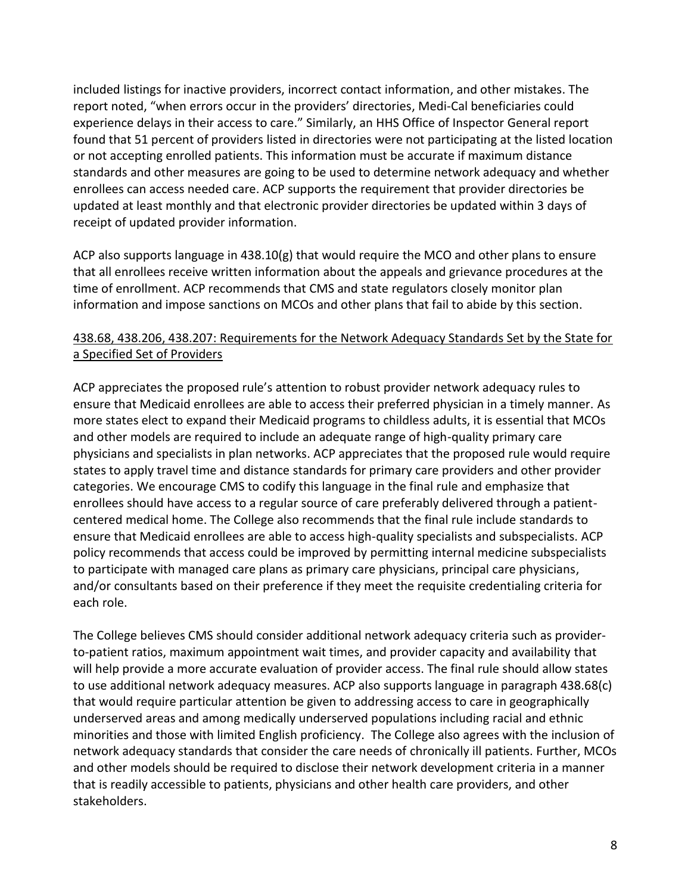included listings for inactive providers, incorrect contact information, and other mistakes. The report noted, "when errors occur in the providers' directories, Medi-Cal beneficiaries could experience delays in their access to care." Similarly, an HHS Office of Inspector General report found that 51 percent of providers listed in directories were not participating at the listed location or not accepting enrolled patients. This information must be accurate if maximum distance standards and other measures are going to be used to determine network adequacy and whether enrollees can access needed care. ACP supports the requirement that provider directories be updated at least monthly and that electronic provider directories be updated within 3 days of receipt of updated provider information.

ACP also supports language in 438.10(g) that would require the MCO and other plans to ensure that all enrollees receive written information about the appeals and grievance procedures at the time of enrollment. ACP recommends that CMS and state regulators closely monitor plan information and impose sanctions on MCOs and other plans that fail to abide by this section.

438.68, 438.206, 438.207: Requirements for the Network Adequacy Standards Set by the State for a Specified Set of Providers

ACP appreciates the proposed rule's attention to robust provider network adequacy rules to ensure that Medicaid enrollees are able to access their preferred physician in a timely manner. As more states elect to expand their Medicaid programs to childless adults, it is essential that MCOs and other models are required to include an adequate range of high-quality primary care physicians and specialists in plan networks. ACP appreciates that the proposed rule would require states to apply travel time and distance standards for primary care providers and other provider categories. We encourage CMS to codify this language in the final rule and emphasize that enrollees should have access to a regular source of care preferably delivered through a patient-centered medical home. The College also recommends that the final rule include standards to ensure that Medicaid enrollees are able to access high-quality specialists and subspecialists. ACP policy recommends that access could be improved by permitting internal medicine subspecialists to participate with managed care plans as primary care physicians, principal care physicians, and/or consultants based on their preference if they meet the requisite credentialing criteria for each role.

The College believes CMS should consider additional network adequacy criteria such as provider-to-patient ratios, maximum appointment wait times, and provider capacity and availability that will help provide a more accurate evaluation of provider access. The final rule should allow states to use additional network adequacy measures. ACP also supports language in paragraph 438.68(c) that would require particular attention be given to addressing access to care in geographically underserved areas and among medically underserved populations including racial and ethnic minorities and those with limited English proficiency. The College also agrees with the inclusion of network adequacy standards that consider the care needs of chronically ill patients. Further, MCOs and other models should be required to disclose their network development criteria in a manner that is readily accessible to patients, physicians and other health care providers, and other stakeholders.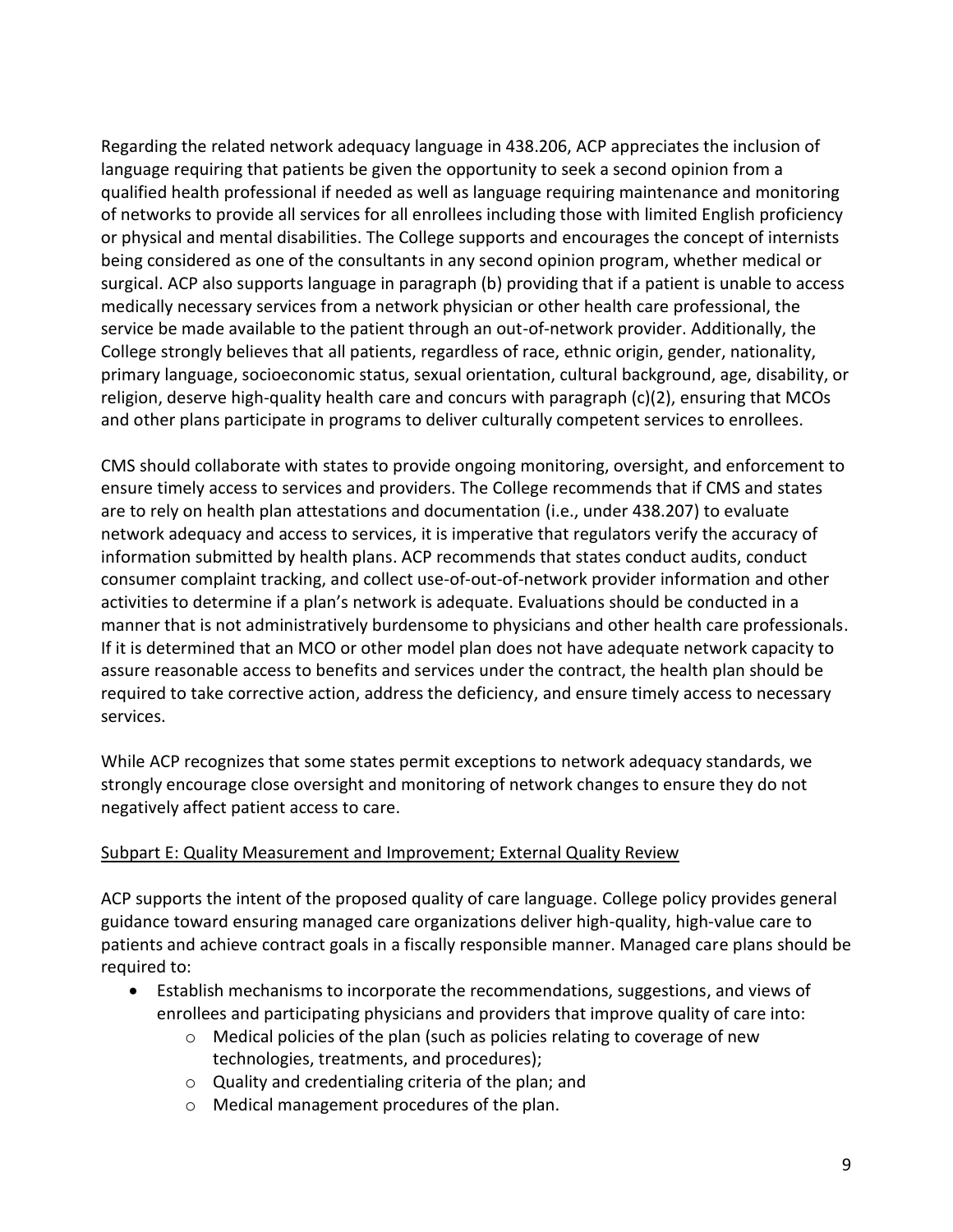Regarding the related network adequacy language in 438.206, ACP appreciates the inclusion of language requiring that patients be given the opportunity to seek a second opinion from a qualified health professional if needed as well as language requiring maintenance and monitoring of networks to provide all services for all enrollees including those with limited English proficiency or physical and mental disabilities. The College supports and encourages the concept of internists being considered as one of the consultants in any second opinion program, whether medical or surgical. ACP also supports language in paragraph (b) providing that if a patient is unable to access medically necessary services from a network physician or other health care professional, the service be made available to the patient through an out-of-network provider. Additionally, the College strongly believes that all patients, regardless of race, ethnic origin, gender, nationality, primary language, socioeconomic status, sexual orientation, cultural background, age, disability, or religion, deserve high-quality health care and concurs with paragraph (c)(2), ensuring that MCOs and other plans participate in programs to deliver culturally competent services to enrollees.

CMS should collaborate with states to provide ongoing monitoring, oversight, and enforcement to ensure timely access to services and providers. The College recommends that if CMS and states are to rely on health plan attestations and documentation (i.e., under 438.207) to evaluate network adequacy and access to services, it is imperative that regulators verify the accuracy of information submitted by health plans. ACP recommends that states conduct audits, conduct consumer complaint tracking, and collect use-of-out-of-network provider information and other activities to determine if a plan's network is adequate. Evaluations should be conducted in a manner that is not administratively burdensome to physicians and other health care professionals. If it is determined that an MCO or other model plan does not have adequate network capacity to assure reasonable access to benefits and services under the contract, the health plan should be required to take corrective action, address the deficiency, and ensure timely access to necessary services.

While ACP recognizes that some states permit exceptions to network adequacy standards, we strongly encourage close oversight and monitoring of network changes to ensure they do not negatively affect patient access to care.

<u>Subpart E: Quality Measurement and Improvement; External Quality Review</u>

ACP supports the intent of the proposed quality of care language. College policy provides general guidance toward ensuring managed care organizations deliver high-quality, high-value care to patients and achieve contract goals in a fiscally responsible manner. Managed care plans should be required to:

- Establish mechanisms to incorporate the recommendations, suggestions, and views of enrollees and participating physicians and providers that improve quality of care into:
  - Medical policies of the plan (such as policies relating to coverage of new technologies, treatments, and procedures);
  - Quality and credentialing criteria of the plan; and
  - Medical management procedures of the plan.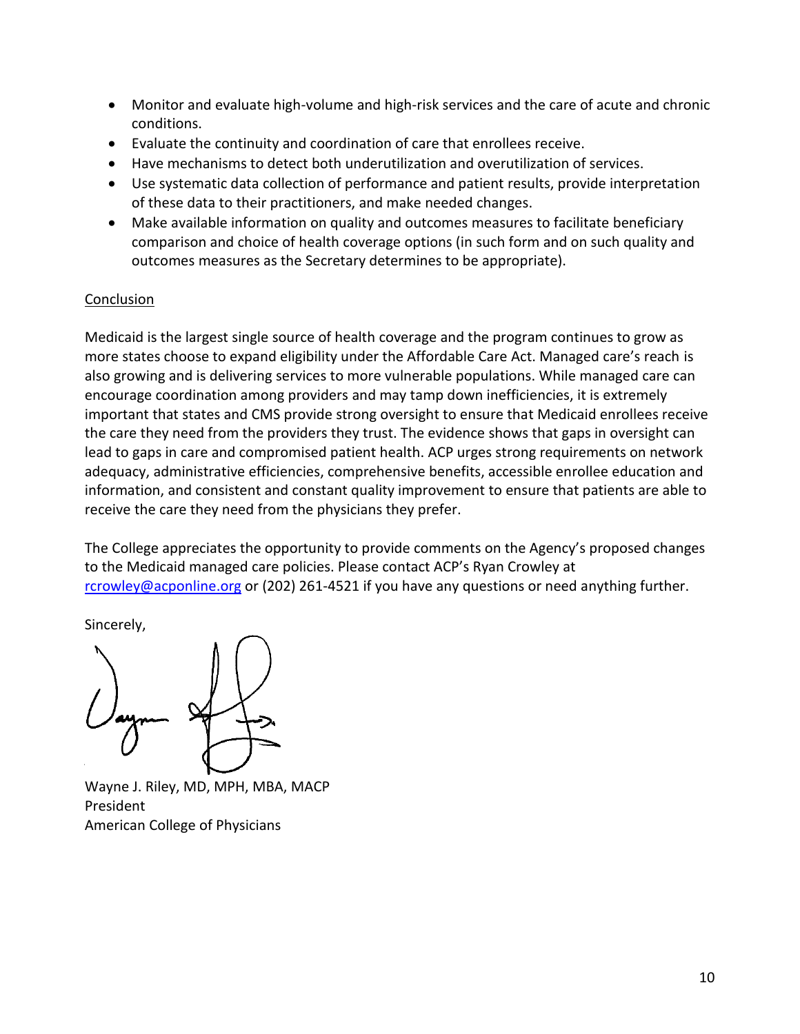- Monitor and evaluate high-volume and high-risk services and the care of acute and chronic conditions.
- Evaluate the continuity and coordination of care that enrollees receive.
- Have mechanisms to detect both underutilization and overutilization of services.
- Use systematic data collection of performance and patient results, provide interpretation of these data to their practitioners, and make needed changes.
- Make available information on quality and outcomes measures to facilitate beneficiary comparison and choice of health coverage options (in such form and on such quality and outcomes measures as the Secretary determines to be appropriate).

Conclusion

Medicaid is the largest single source of health coverage and the program continues to grow as more states choose to expand eligibility under the Affordable Care Act. Managed care's reach is also growing and is delivering services to more vulnerable populations. While managed care can encourage coordination among providers and may tamp down inefficiencies, it is extremely important that states and CMS provide strong oversight to ensure that Medicaid enrollees receive the care they need from the providers they trust. The evidence shows that gaps in oversight can lead to gaps in care and compromised patient health. ACP urges strong requirements on network adequacy, administrative efficiencies, comprehensive benefits, accessible enrollee education and information, and consistent and constant quality improvement to ensure that patients are able to receive the care they need from the physicians they prefer.

The College appreciates the opportunity to provide comments on the Agency's proposed changes to the Medicaid managed care policies. Please contact ACP's Ryan Crowley at rcrowley@acponline.org or (202) 261-4521 if you have any questions or need anything further.

Sincerely,

Wayne J. Riley, MD, MPH, MBA, MACP
President
American College of Physicians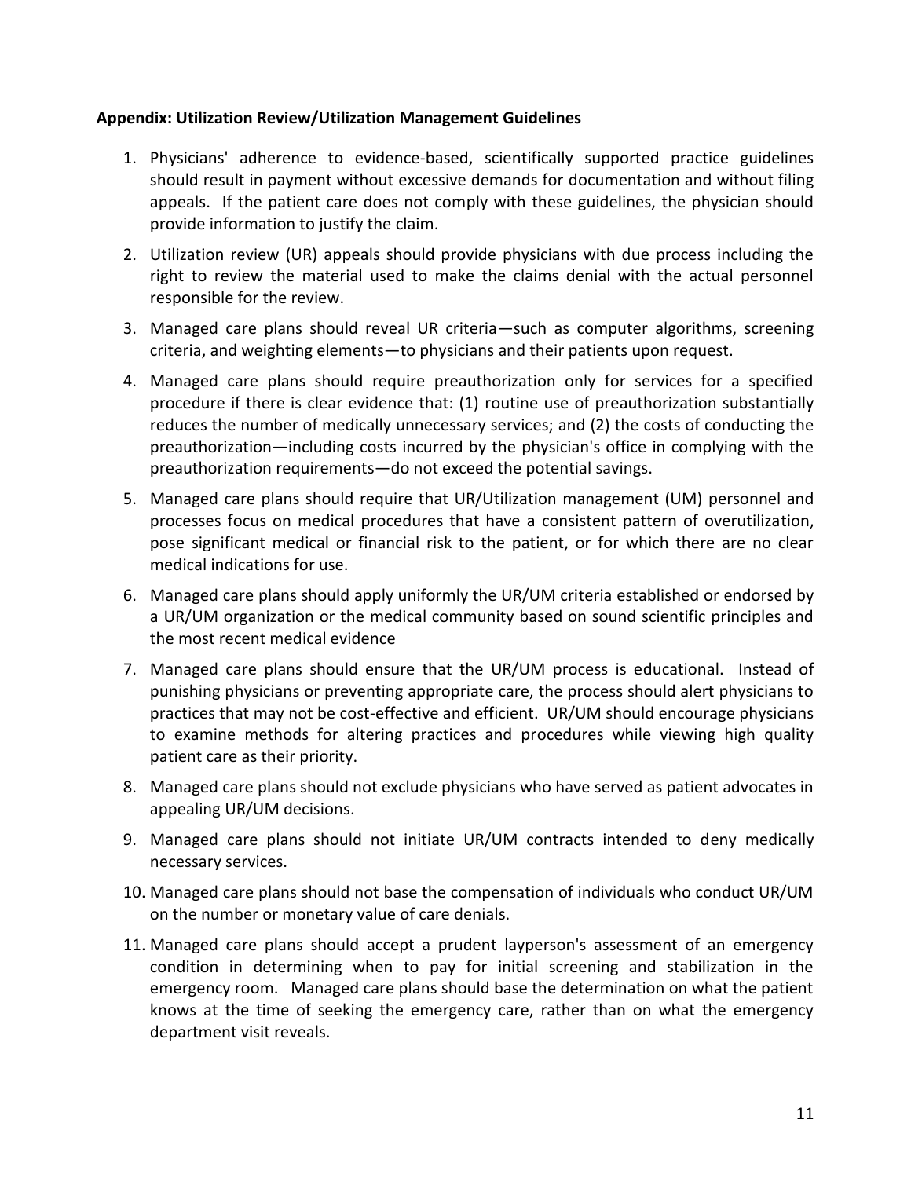**Appendix: Utilization Review/Utilization Management Guidelines**

1. Physicians' adherence to evidence-based, scientifically supported practice guidelines should result in payment without excessive demands for documentation and without filing appeals. If the patient care does not comply with these guidelines, the physician should provide information to justify the claim.
2. Utilization review (UR) appeals should provide physicians with due process including the right to review the material used to make the claims denial with the actual personnel responsible for the review.
3. Managed care plans should reveal UR criteria—such as computer algorithms, screening criteria, and weighting elements—to physicians and their patients upon request.
4. Managed care plans should require preauthorization only for services for a specified procedure if there is clear evidence that: (1) routine use of preauthorization substantially reduces the number of medically unnecessary services; and (2) the costs of conducting the preauthorization—including costs incurred by the physician's office in complying with the preauthorization requirements—do not exceed the potential savings.
5. Managed care plans should require that UR/Utilization management (UM) personnel and processes focus on medical procedures that have a consistent pattern of overutilization, pose significant medical or financial risk to the patient, or for which there are no clear medical indications for use.
6. Managed care plans should apply uniformly the UR/UM criteria established or endorsed by a UR/UM organization or the medical community based on sound scientific principles and the most recent medical evidence
7. Managed care plans should ensure that the UR/UM process is educational. Instead of punishing physicians or preventing appropriate care, the process should alert physicians to practices that may not be cost-effective and efficient. UR/UM should encourage physicians to examine methods for altering practices and procedures while viewing high quality patient care as their priority.
8. Managed care plans should not exclude physicians who have served as patient advocates in appealing UR/UM decisions.
9. Managed care plans should not initiate UR/UM contracts intended to deny medically necessary services.
10. Managed care plans should not base the compensation of individuals who conduct UR/UM on the number or monetary value of care denials.
11. Managed care plans should accept a prudent layperson's assessment of an emergency condition in determining when to pay for initial screening and stabilization in the emergency room. Managed care plans should base the determination on what the patient knows at the time of seeking the emergency care, rather than on what the emergency department visit reveals.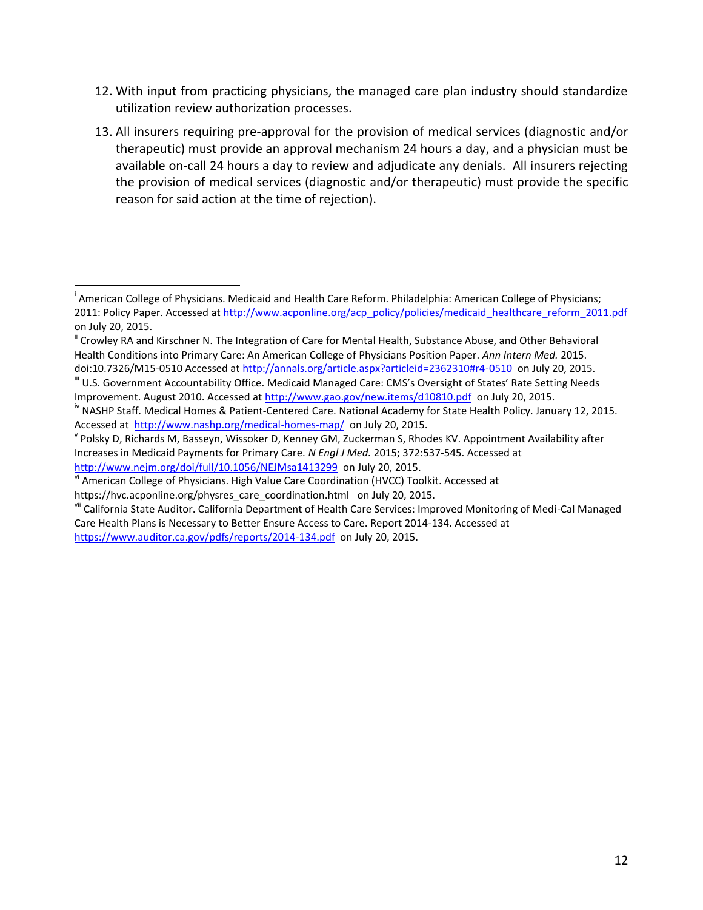12. With input from practicing physicians, the managed care plan industry should standardize utilization review authorization processes.

13. All insurers requiring pre-approval for the provision of medical services (diagnostic and/or therapeutic) must provide an approval mechanism 24 hours a day, and a physician must be available on-call 24 hours a day to review and adjudicate any denials. All insurers rejecting the provision of medical services (diagnostic and/or therapeutic) must provide the specific reason for said action at the time of rejection).

---

[i] American College of Physicians. Medicaid and Health Care Reform. Philadelphia: American College of Physicians; 2011: Policy Paper. Accessed at http://www.acponline.org/acp_policy/policies/medicaid_healthcare_reform_2011.pdf on July 20, 2015.

[ii] Crowley RA and Kirschner N. The Integration of Care for Mental Health, Substance Abuse, and Other Behavioral Health Conditions into Primary Care: An American College of Physicians Position Paper. *Ann Intern Med.* 2015. doi:10.7326/M15-0510 Accessed at http://annals.org/article.aspx?articleid=2362310#r4-0510 on July 20, 2015.

[iii] U.S. Government Accountability Office. Medicaid Managed Care: CMS's Oversight of States' Rate Setting Needs Improvement. August 2010. Accessed at http://www.gao.gov/new.items/d10810.pdf on July 20, 2015.

[iv] NASHP Staff. Medical Homes & Patient-Centered Care. National Academy for State Health Policy. January 12, 2015. Accessed at http://www.nashp.org/medical-homes-map/ on July 20, 2015.

[v] Polsky D, Richards M, Basseyn, Wissoker D, Kenney GM, Zuckerman S, Rhodes KV. Appointment Availability after Increases in Medicaid Payments for Primary Care. *N Engl J Med.* 2015; 372:537-545. Accessed at http://www.nejm.org/doi/full/10.1056/NEJMsa1413299 on July 20, 2015.

[vi] American College of Physicians. High Value Care Coordination (HVCC) Toolkit. Accessed at https://hvc.acponline.org/physres_care_coordination.html on July 20, 2015.

[vii] California State Auditor. California Department of Health Care Services: Improved Monitoring of Medi-Cal Managed Care Health Plans is Necessary to Better Ensure Access to Care. Report 2014-134. Accessed at https://www.auditor.ca.gov/pdfs/reports/2014-134.pdf on July 20, 2015.